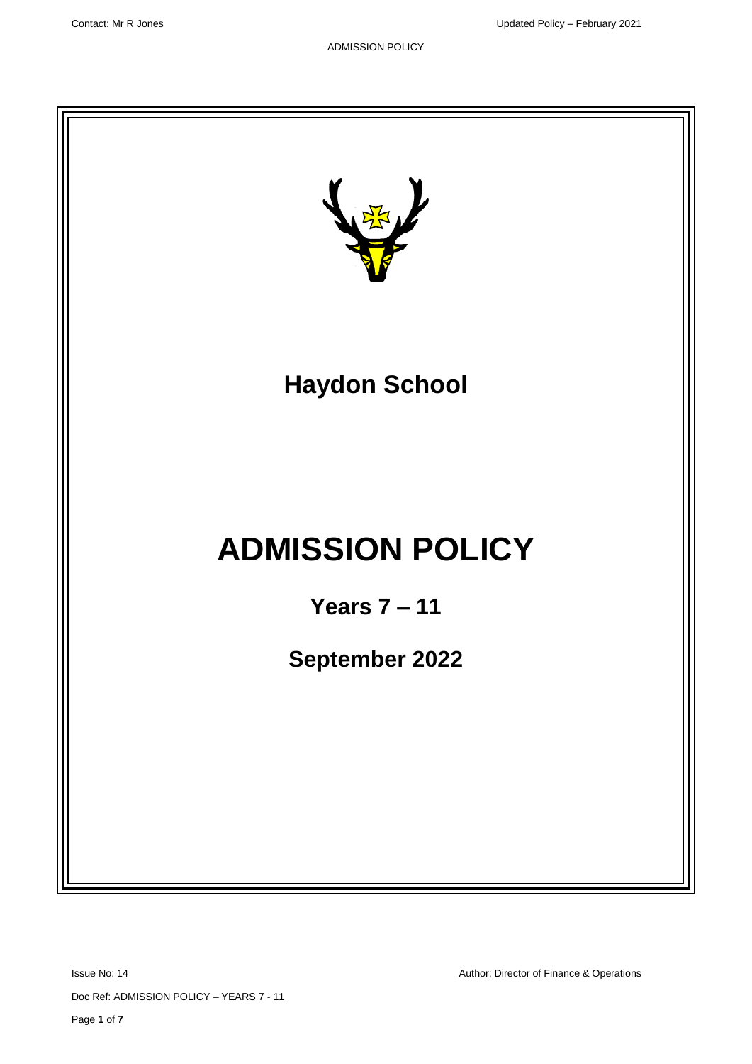# Haydon School

# ADMISSION POLICY

## Years 7 – 11

## September 2022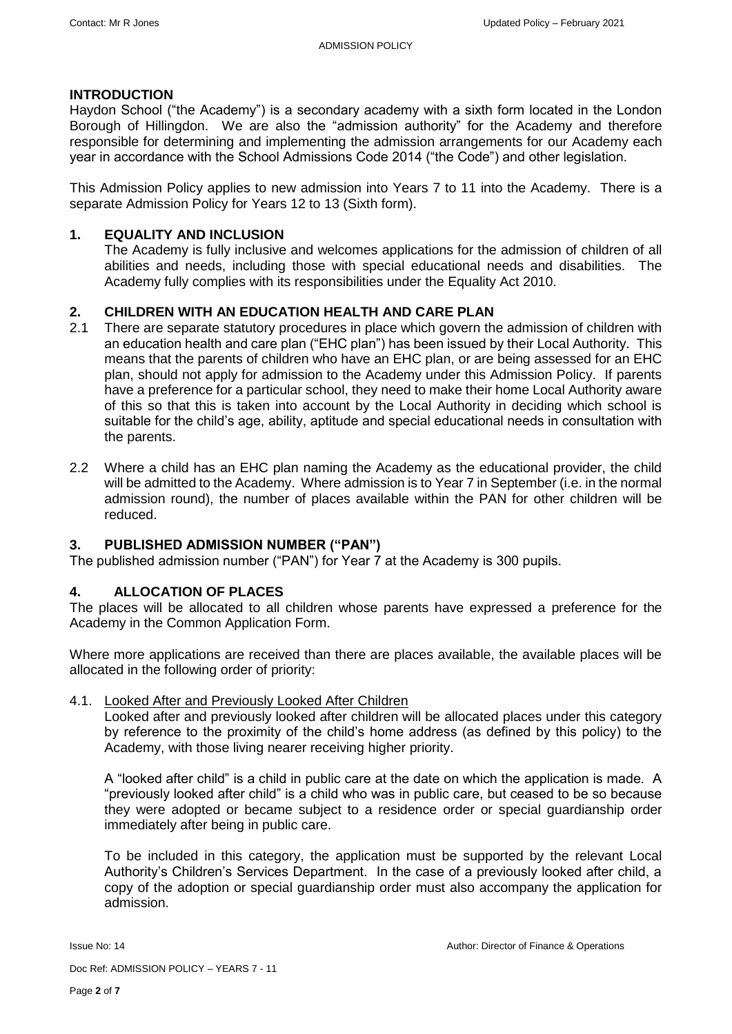## INTRODUCTION

Haydon School ("the Academy") is a secondary academy with a sixth form located in the London Borough of Hillingdon. We are also the "admission authority" for the Academy and therefore responsible for determining and implementing the admission arrangements for our Academy each year in accordance with the School Admissions Code 2014 ("the Code") and other legislation.

This Admission Policy applies to new admission into Years 7 to 11 into the Academy. There is a separate Admission Policy for Years 12 to 13 (Sixth form).

## 1. EQUALITY AND INCLUSION

The Academy is fully inclusive and welcomes applications for the admission of children of all abilities and needs, including those with special educational needs and disabilities. The Academy fully complies with its responsibilities under the Equality Act 2010.

## 2. CHILDREN WITH AN EDUCATION HEALTH AND CARE PLAN

2.1 There are separate statutory procedures in place which govern the admission of children with an education health and care plan ("EHC plan") has been issued by their Local Authority. This means that the parents of children who have an EHC plan, or are being assessed for an EHC plan, should not apply for admission to the Academy under this Admission Policy. If parents have a preference for a particular school, they need to make their home Local Authority aware of this so that this is taken into account by the Local Authority in deciding which school is suitable for the child's age, ability, aptitude and special educational needs in consultation with the parents.

2.2 Where a child has an EHC plan naming the Academy as the educational provider, the child will be admitted to the Academy. Where admission is to Year 7 in September (i.e. in the normal admission round), the number of places available within the PAN for other children will be reduced.

## 3. PUBLISHED ADMISSION NUMBER ("PAN")

The published admission number ("PAN") for Year 7 at the Academy is 300 pupils.

## 4. ALLOCATION OF PLACES

The places will be allocated to all children whose parents have expressed a preference for the Academy in the Common Application Form.

Where more applications are received than there are places available, the available places will be allocated in the following order of priority:

4.1. Looked After and Previously Looked After Children

Looked after and previously looked after children will be allocated places under this category by reference to the proximity of the child's home address (as defined by this policy) to the Academy, with those living nearer receiving higher priority.

A "looked after child" is a child in public care at the date on which the application is made. A "previously looked after child" is a child who was in public care, but ceased to be so because they were adopted or became subject to a residence order or special guardianship order immediately after being in public care.

To be included in this category, the application must be supported by the relevant Local Authority's Children's Services Department. In the case of a previously looked after child, a copy of the adoption or special guardianship order must also accompany the application for admission.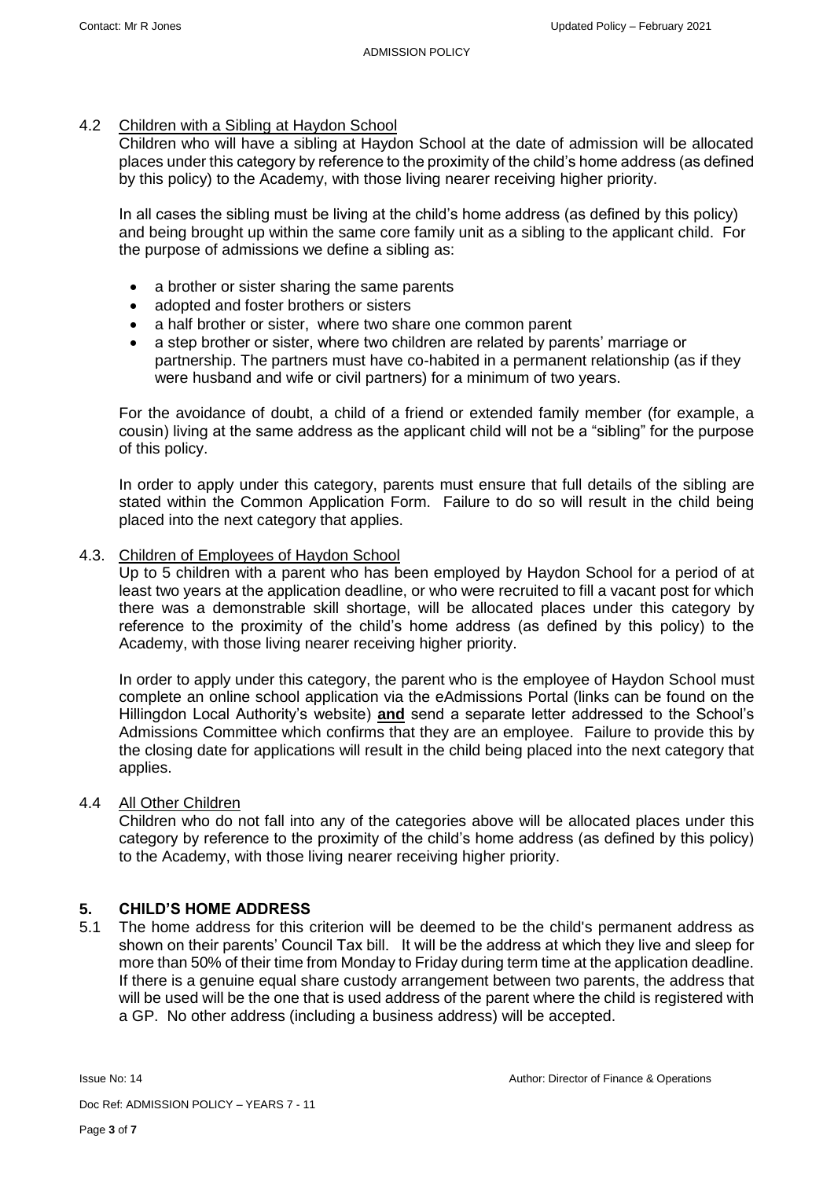4.2 Children with a Sibling at Haydon School

Children who will have a sibling at Haydon School at the date of admission will be allocated places under this category by reference to the proximity of the child's home address (as defined by this policy) to the Academy, with those living nearer receiving higher priority.

In all cases the sibling must be living at the child's home address (as defined by this policy) and being brought up within the same core family unit as a sibling to the applicant child. For the purpose of admissions we define a sibling as:

- a brother or sister sharing the same parents
- adopted and foster brothers or sisters
- a half brother or sister, where two share one common parent
- a step brother or sister, where two children are related by parents' marriage or partnership. The partners must have co-habited in a permanent relationship (as if they were husband and wife or civil partners) for a minimum of two years.

For the avoidance of doubt, a child of a friend or extended family member (for example, a cousin) living at the same address as the applicant child will not be a "sibling" for the purpose of this policy.

In order to apply under this category, parents must ensure that full details of the sibling are stated within the Common Application Form. Failure to do so will result in the child being placed into the next category that applies.

4.3. Children of Employees of Haydon School

Up to 5 children with a parent who has been employed by Haydon School for a period of at least two years at the application deadline, or who were recruited to fill a vacant post for which there was a demonstrable skill shortage, will be allocated places under this category by reference to the proximity of the child's home address (as defined by this policy) to the Academy, with those living nearer receiving higher priority.

In order to apply under this category, the parent who is the employee of Haydon School must complete an online school application via the eAdmissions Portal (links can be found on the Hillingdon Local Authority's website) **and** send a separate letter addressed to the School's Admissions Committee which confirms that they are an employee. Failure to provide this by the closing date for applications will result in the child being placed into the next category that applies.

4.4 All Other Children

Children who do not fall into any of the categories above will be allocated places under this category by reference to the proximity of the child's home address (as defined by this policy) to the Academy, with those living nearer receiving higher priority.

## 5. CHILD'S HOME ADDRESS

5.1 The home address for this criterion will be deemed to be the child's permanent address as shown on their parents' Council Tax bill. It will be the address at which they live and sleep for more than 50% of their time from Monday to Friday during term time at the application deadline. If there is a genuine equal share custody arrangement between two parents, the address that will be used will be the one that is used address of the parent where the child is registered with a GP. No other address (including a business address) will be accepted.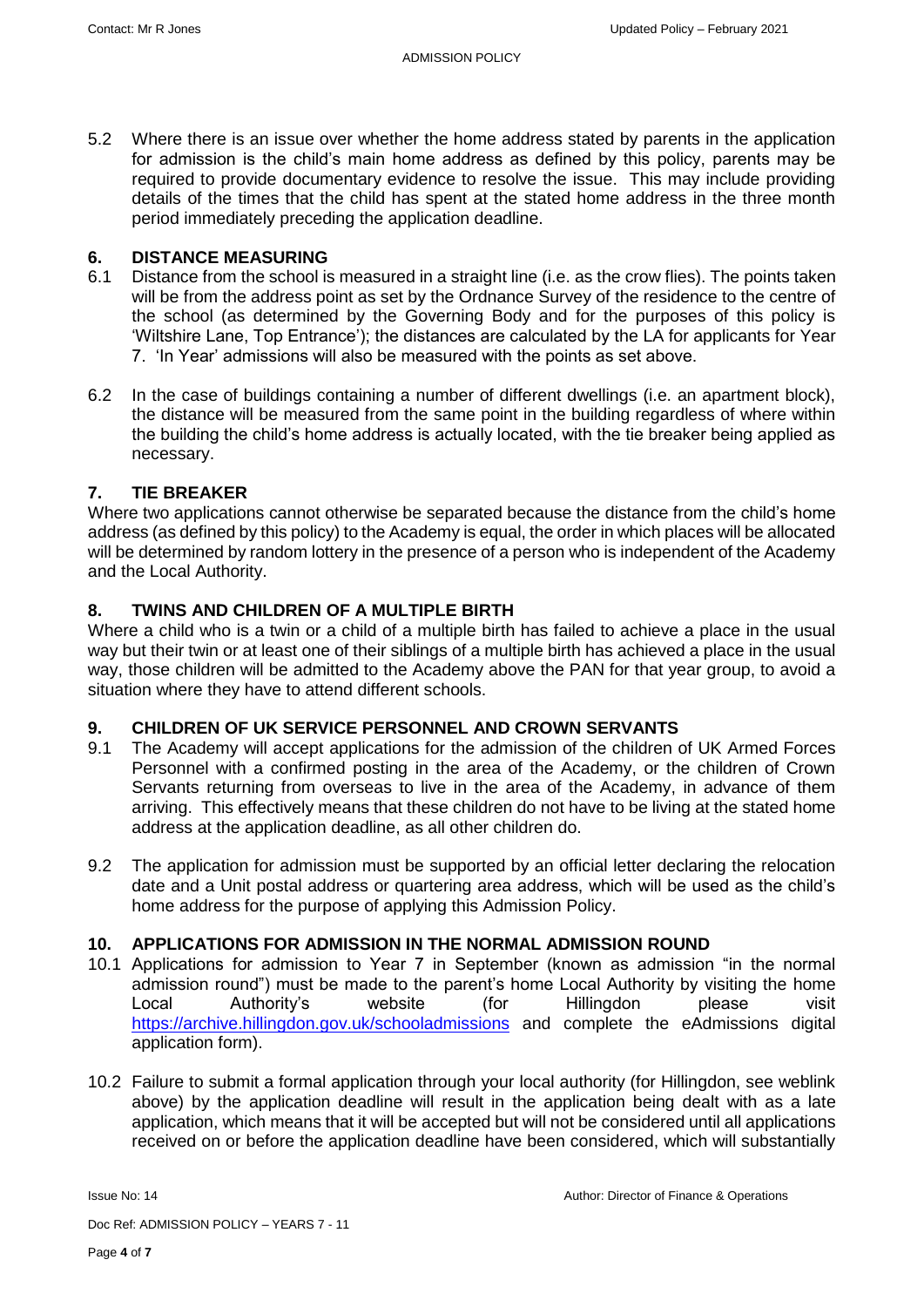5.2 Where there is an issue over whether the home address stated by parents in the application for admission is the child's main home address as defined by this policy, parents may be required to provide documentary evidence to resolve the issue. This may include providing details of the times that the child has spent at the stated home address in the three month period immediately preceding the application deadline.

## 6. DISTANCE MEASURING

6.1 Distance from the school is measured in a straight line (i.e. as the crow flies). The points taken will be from the address point as set by the Ordnance Survey of the residence to the centre of the school (as determined by the Governing Body and for the purposes of this policy is 'Wiltshire Lane, Top Entrance'); the distances are calculated by the LA for applicants for Year 7. 'In Year' admissions will also be measured with the points as set above.

6.2 In the case of buildings containing a number of different dwellings (i.e. an apartment block), the distance will be measured from the same point in the building regardless of where within the building the child's home address is actually located, with the tie breaker being applied as necessary.

## 7. TIE BREAKER

Where two applications cannot otherwise be separated because the distance from the child's home address (as defined by this policy) to the Academy is equal, the order in which places will be allocated will be determined by random lottery in the presence of a person who is independent of the Academy and the Local Authority.

## 8. TWINS AND CHILDREN OF A MULTIPLE BIRTH

Where a child who is a twin or a child of a multiple birth has failed to achieve a place in the usual way but their twin or at least one of their siblings of a multiple birth has achieved a place in the usual way, those children will be admitted to the Academy above the PAN for that year group, to avoid a situation where they have to attend different schools.

## 9. CHILDREN OF UK SERVICE PERSONNEL AND CROWN SERVANTS

9.1 The Academy will accept applications for the admission of the children of UK Armed Forces Personnel with a confirmed posting in the area of the Academy, or the children of Crown Servants returning from overseas to live in the area of the Academy, in advance of them arriving. This effectively means that these children do not have to be living at the stated home address at the application deadline, as all other children do.

9.2 The application for admission must be supported by an official letter declaring the relocation date and a Unit postal address or quartering area address, which will be used as the child's home address for the purpose of applying this Admission Policy.

## 10. APPLICATIONS FOR ADMISSION IN THE NORMAL ADMISSION ROUND

10.1 Applications for admission to Year 7 in September (known as admission "in the normal admission round") must be made to the parent's home Local Authority by visiting the home Local Authority's website (for Hillingdon please visit https://archive.hillingdon.gov.uk/schooladmissions and complete the eAdmissions digital application form).

10.2 Failure to submit a formal application through your local authority (for Hillingdon, see weblink above) by the application deadline will result in the application being dealt with as a late application, which means that it will be accepted but will not be considered until all applications received on or before the application deadline have been considered, which will substantially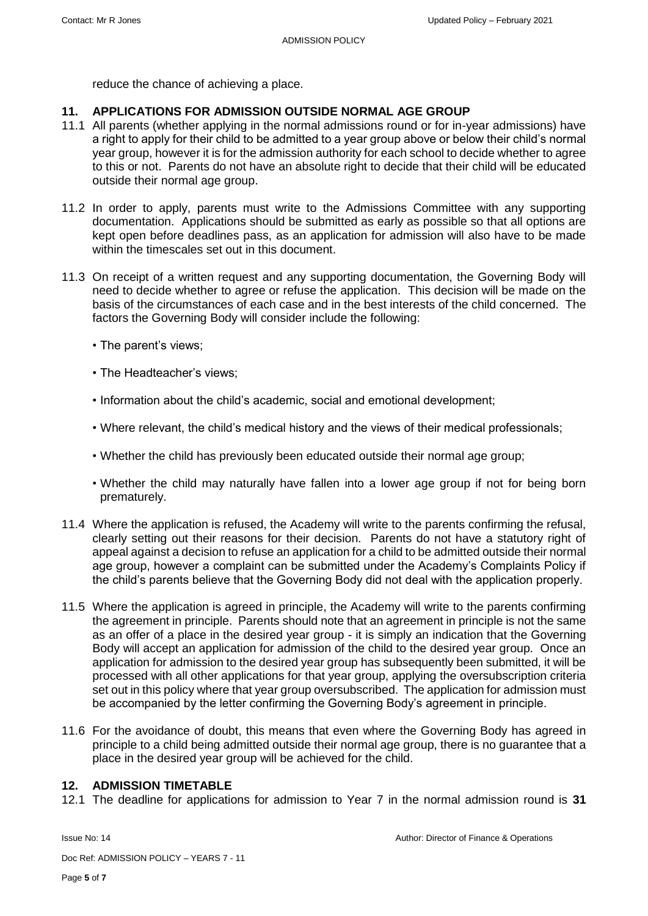reduce the chance of achieving a place.

## 11. APPLICATIONS FOR ADMISSION OUTSIDE NORMAL AGE GROUP

11.1 All parents (whether applying in the normal admissions round or for in-year admissions) have a right to apply for their child to be admitted to a year group above or below their child's normal year group, however it is for the admission authority for each school to decide whether to agree to this or not. Parents do not have an absolute right to decide that their child will be educated outside their normal age group.

11.2 In order to apply, parents must write to the Admissions Committee with any supporting documentation. Applications should be submitted as early as possible so that all options are kept open before deadlines pass, as an application for admission will also have to be made within the timescales set out in this document.

11.3 On receipt of a written request and any supporting documentation, the Governing Body will need to decide whether to agree or refuse the application. This decision will be made on the basis of the circumstances of each case and in the best interests of the child concerned. The factors the Governing Body will consider include the following:

- The parent's views;
- The Headteacher's views;
- Information about the child's academic, social and emotional development;
- Where relevant, the child's medical history and the views of their medical professionals;
- Whether the child has previously been educated outside their normal age group;
- Whether the child may naturally have fallen into a lower age group if not for being born prematurely.

11.4 Where the application is refused, the Academy will write to the parents confirming the refusal, clearly setting out their reasons for their decision. Parents do not have a statutory right of appeal against a decision to refuse an application for a child to be admitted outside their normal age group, however a complaint can be submitted under the Academy's Complaints Policy if the child's parents believe that the Governing Body did not deal with the application properly.

11.5 Where the application is agreed in principle, the Academy will write to the parents confirming the agreement in principle. Parents should note that an agreement in principle is not the same as an offer of a place in the desired year group - it is simply an indication that the Governing Body will accept an application for admission of the child to the desired year group. Once an application for admission to the desired year group has subsequently been submitted, it will be processed with all other applications for that year group, applying the oversubscription criteria set out in this policy where that year group oversubscribed. The application for admission must be accompanied by the letter confirming the Governing Body's agreement in principle.

11.6 For the avoidance of doubt, this means that even where the Governing Body has agreed in principle to a child being admitted outside their normal age group, there is no guarantee that a place in the desired year group will be achieved for the child.

## 12. ADMISSION TIMETABLE

12.1 The deadline for applications for admission to Year 7 in the normal admission round is **31**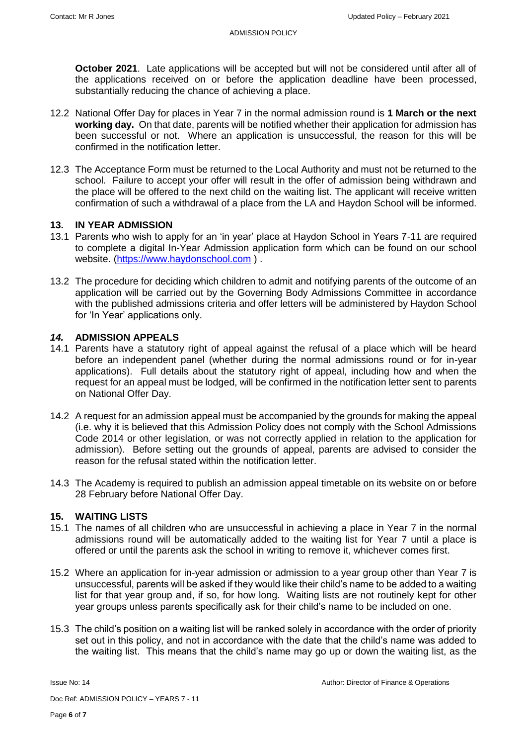**October 2021**. Late applications will be accepted but will not be considered until after all of the applications received on or before the application deadline have been processed, substantially reducing the chance of achieving a place.

12.2 National Offer Day for places in Year 7 in the normal admission round is **1 March or the next working day.** On that date, parents will be notified whether their application for admission has been successful or not. Where an application is unsuccessful, the reason for this will be confirmed in the notification letter.

12.3 The Acceptance Form must be returned to the Local Authority and must not be returned to the school. Failure to accept your offer will result in the offer of admission being withdrawn and the place will be offered to the next child on the waiting list. The applicant will receive written confirmation of such a withdrawal of a place from the LA and Haydon School will be informed.

## 13. IN YEAR ADMISSION

13.1 Parents who wish to apply for an 'in year' place at Haydon School in Years 7-11 are required to complete a digital In-Year Admission application form which can be found on our school website. ([https://www.haydonschool.com](https://www.haydonschool.com) ) .

13.2 The procedure for deciding which children to admit and notifying parents of the outcome of an application will be carried out by the Governing Body Admissions Committee in accordance with the published admissions criteria and offer letters will be administered by Haydon School for 'In Year' applications only.

## *14.* ADMISSION APPEALS

14.1 Parents have a statutory right of appeal against the refusal of a place which will be heard before an independent panel (whether during the normal admissions round or for in-year applications). Full details about the statutory right of appeal, including how and when the request for an appeal must be lodged, will be confirmed in the notification letter sent to parents on National Offer Day.

14.2 A request for an admission appeal must be accompanied by the grounds for making the appeal (i.e. why it is believed that this Admission Policy does not comply with the School Admissions Code 2014 or other legislation, or was not correctly applied in relation to the application for admission). Before setting out the grounds of appeal, parents are advised to consider the reason for the refusal stated within the notification letter.

14.3 The Academy is required to publish an admission appeal timetable on its website on or before 28 February before National Offer Day.

## 15. WAITING LISTS

15.1 The names of all children who are unsuccessful in achieving a place in Year 7 in the normal admissions round will be automatically added to the waiting list for Year 7 until a place is offered or until the parents ask the school in writing to remove it, whichever comes first.

15.2 Where an application for in-year admission or admission to a year group other than Year 7 is unsuccessful, parents will be asked if they would like their child's name to be added to a waiting list for that year group and, if so, for how long. Waiting lists are not routinely kept for other year groups unless parents specifically ask for their child's name to be included on one.

15.3 The child's position on a waiting list will be ranked solely in accordance with the order of priority set out in this policy, and not in accordance with the date that the child's name was added to the waiting list. This means that the child's name may go up or down the waiting list, as the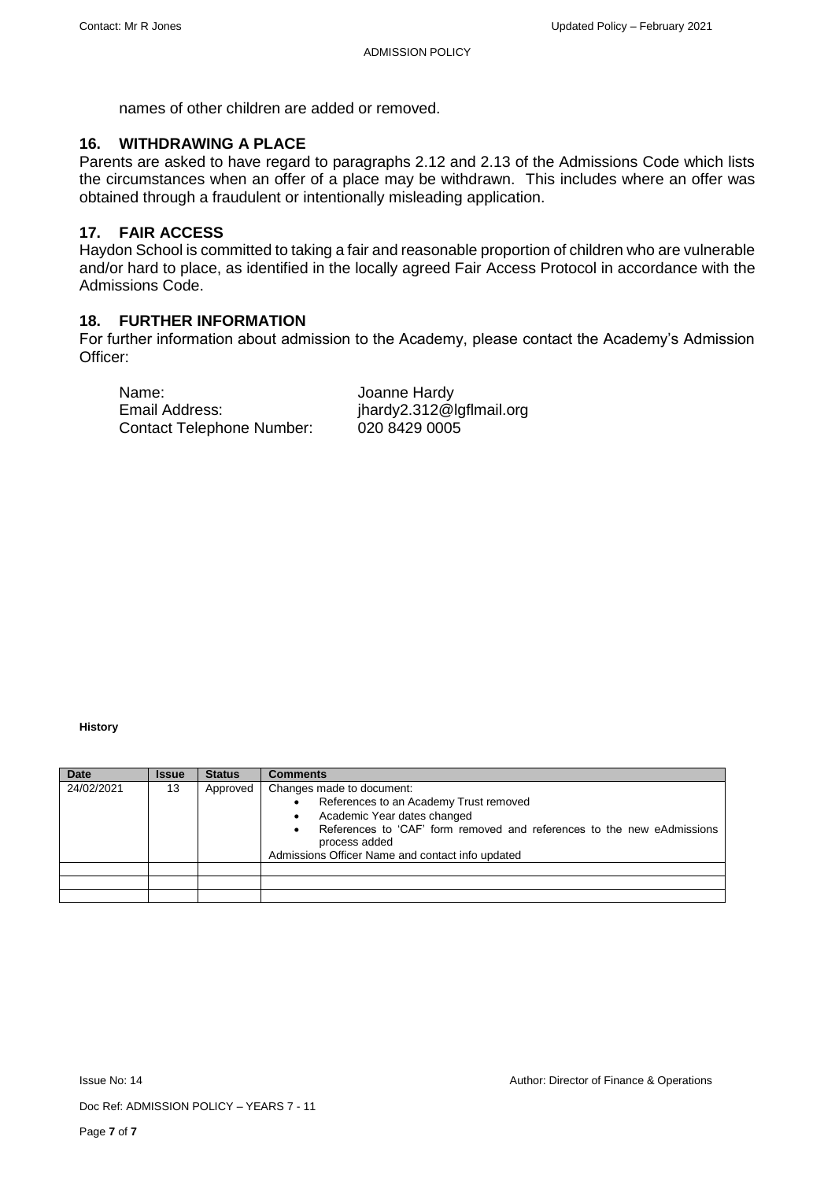names of other children are added or removed.

## 16. WITHDRAWING A PLACE

Parents are asked to have regard to paragraphs 2.12 and 2.13 of the Admissions Code which lists the circumstances when an offer of a place may be withdrawn. This includes where an offer was obtained through a fraudulent or intentionally misleading application.

## 17. FAIR ACCESS

Haydon School is committed to taking a fair and reasonable proportion of children who are vulnerable and/or hard to place, as identified in the locally agreed Fair Access Protocol in accordance with the Admissions Code.

## 18. FURTHER INFORMATION

For further information about admission to the Academy, please contact the Academy's Admission Officer:

| | |
|---|---|
| Name: | Joanne Hardy |
| Email Address: | jhardy2.312@lgflmail.org |
| Contact Telephone Number: | 020 8429 0005 |

**History**

| Date | Issue | Status | Comments |
|---|---|---|---|
| 24/02/2021 | 13 | Approved | Changes made to document: <br>• References to an Academy Trust removed <br>• Academic Year dates changed <br>• References to 'CAF' form removed and references to the new eAdmissions process added <br>Admissions Officer Name and contact info updated |
| | | | |
| | | | |
| | | | |